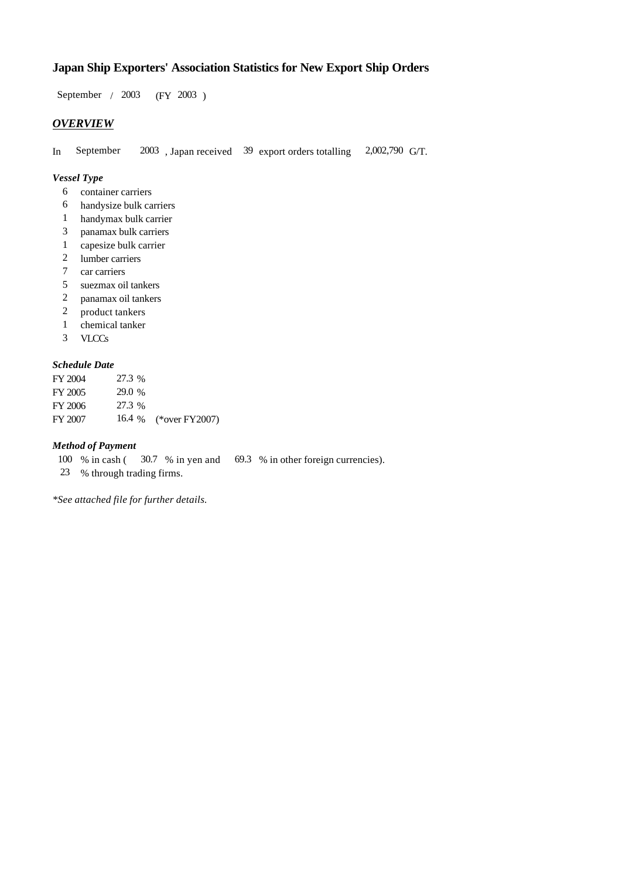# Japan Ship Exporters' Association Statistics for New Export Ship Orders

September / 2003 (FY 2003 )

## *OVERVIEW*

In September 2003 , Japan received 39 export orders totalling 2,002,790 G/T.

### *Vessel Type*

- 6 container carriers
- 6 handysize bulk carriers
- 1 handymax bulk carrier
- 3 panamax bulk carriers
- 1 capesize bulk carrier
- 2 lumber carriers
- 7 car carriers
- 5 suezmax oil tankers
- 2 panamax oil tankers
- 2 product tankers
- 1 chemical tanker
- 3 VLCCs

### *Schedule Date*

| | | |
|---|---|---|
| FY 2004 | 27.3 % | |
| FY 2005 | 29.0 % | |
| FY 2006 | 27.3 % | |
| FY 2007 | 16.4 % | (*over FY2007) |

### *Method of Payment*

100 % in cash ( 30.7 % in yen and 69.3 % in other foreign currencies).
23 % through trading firms.

*\*See attached file for further details.*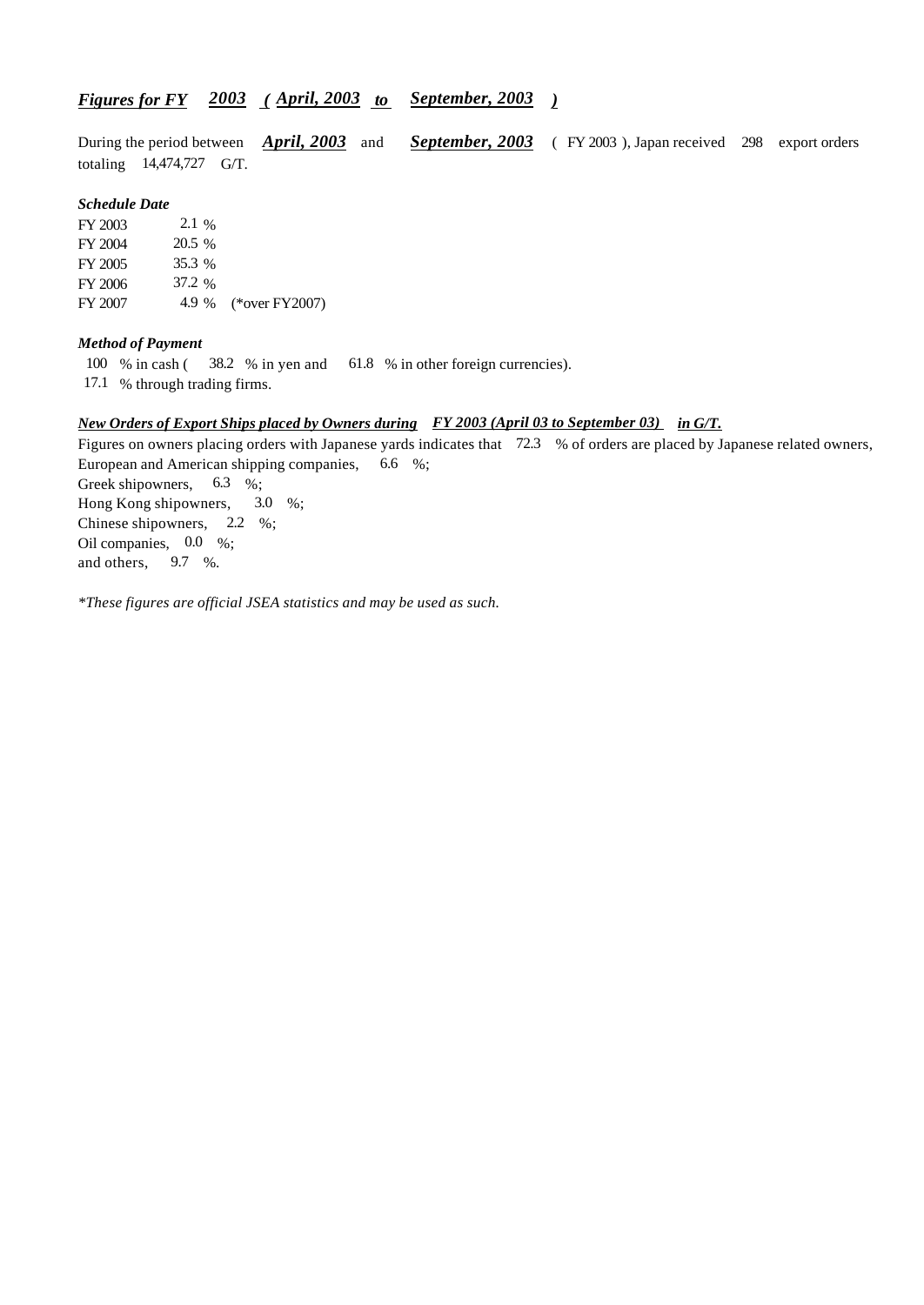## ***Figures for FY 2003 ( April, 2003 to September, 2003 )***

During the period between **_April, 2003_** and **_September, 2003_** ( FY 2003 ), Japan received 298 export orders totaling 14,474,727 G/T.

***Schedule Date***

| | |
|---|---|
| FY 2003 | 2.1 % |
| FY 2004 | 20.5 % |
| FY 2005 | 35.3 % |
| FY 2006 | 37.2 % |
| FY 2007 | 4.9 % (*over FY2007) |

***Method of Payment***

100 % in cash ( 38.2 % in yen and 61.8 % in other foreign currencies).
17.1 % through trading firms.

***New Orders of Export Ships placed by Owners during FY 2003 (April 03 to September 03) in G/T.***

Figures on owners placing orders with Japanese yards indicates that 72.3 % of orders are placed by Japanese related owners,
European and American shipping companies, 6.6 %;
Greek shipowners, 6.3 %;
Hong Kong shipowners, 3.0 %;
Chinese shipowners, 2.2 %;
Oil companies, 0.0 %;
and others, 9.7 %.

*\*These figures are official JSEA statistics and may be used as such.*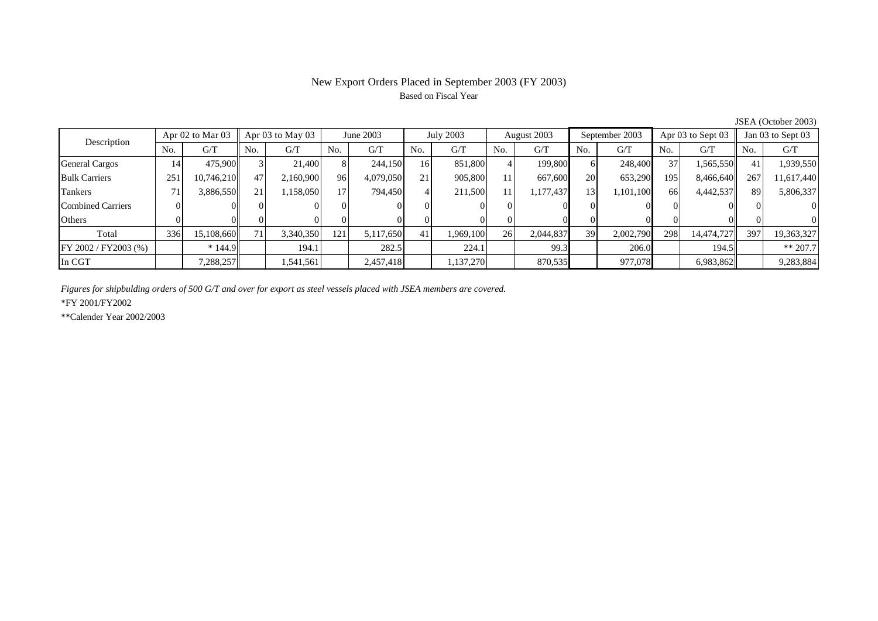# New Export Orders Placed in September 2003 (FY 2003)

Based on Fiscal Year

JSEA (October 2003)

| Description | Apr 02 to Mar 03 | | Apr 03 to May 03 | | June 2003 | | July 2003 | | August 2003 | | September 2003 | | Apr 03 to Sept 03 | | Jan 03 to Sept 03 | |
|---|---|---|---|---|---|---|---|---|---|---|---|---|---|---|---|---|
| | No. | G/T | No. | G/T | No. | G/T | No. | G/T | No. | G/T | No. | G/T | No. | G/T | No. | G/T |
| General Cargos | 14 | 475,900 | 3 | 21,400 | 8 | 244,150 | 16 | 851,800 | 4 | 199,800 | 6 | 248,400 | 37 | 1,565,550 | 41 | 1,939,550 |
| Bulk Carriers | 251 | 10,746,210 | 47 | 2,160,900 | 96 | 4,079,050 | 21 | 905,800 | 11 | 667,600 | 20 | 653,290 | 195 | 8,466,640 | 267 | 11,617,440 |
| Tankers | 71 | 3,886,550 | 21 | 1,158,050 | 17 | 794,450 | 4 | 211,500 | 11 | 1,177,437 | 13 | 1,101,100 | 66 | 4,442,537 | 89 | 5,806,337 |
| Combined Carriers | 0 | 0 | 0 | 0 | 0 | 0 | 0 | 0 | 0 | 0 | 0 | 0 | 0 | 0 | 0 | 0 |
| Others | 0 | 0 | 0 | 0 | 0 | 0 | 0 | 0 | 0 | 0 | 0 | 0 | 0 | 0 | 0 | 0 |
| Total | 336 | 15,108,660 | 71 | 3,340,350 | 121 | 5,117,650 | 41 | 1,969,100 | 26 | 2,044,837 | 39 | 2,002,790 | 298 | 14,474,727 | 397 | 19,363,327 |
| FY 2002 / FY2003 (%) | | * 144.9 | | 194.1 | | 282.5 | | 224.1 | | 99.3 | | 206.0 | | 194.5 | | ** 207.7 |
| In CGT | | 7,288,257 | | 1,541,561 | | 2,457,418 | | 1,137,270 | | 870,535 | | 977,078 | | 6,983,862 | | 9,283,884 |

*Figures for shipbulding orders of 500 G/T and over for export as steel vessels placed with JSEA members are covered.*

*FY 2001/FY2002

**Calender Year 2002/2003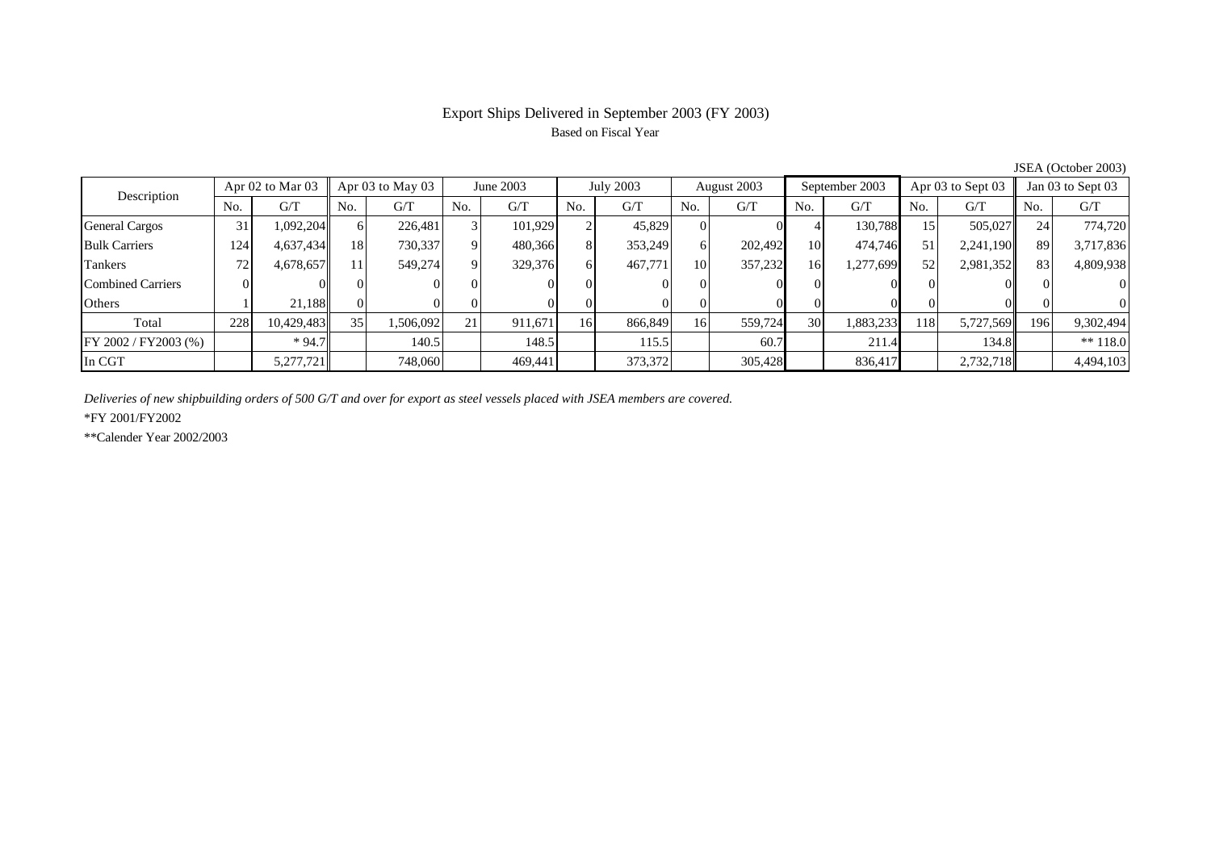# Export Ships Delivered in September 2003 (FY 2003)

Based on Fiscal Year

JSEA (October 2003)

| Description | Apr 02 to Mar 03 | | Apr 03 to May 03 | | June 2003 | | July 2003 | | August 2003 | | September 2003 | | Apr 03 to Sept 03 | | Jan 03 to Sept 03 | |
|---|---|---|---|---|---|---|---|---|---|---|---|---|---|---|---|---|
| | No. | G/T | No. | G/T | No. | G/T | No. | G/T | No. | G/T | No. | G/T | No. | G/T | No. | G/T |
| General Cargos | 31 | 1,092,204 | 6 | 226,481 | 3 | 101,929 | 2 | 45,829 | 0 | 0 | 4 | 130,788 | 15 | 505,027 | 24 | 774,720 |
| Bulk Carriers | 124 | 4,637,434 | 18 | 730,337 | 9 | 480,366 | 8 | 353,249 | 6 | 202,492 | 10 | 474,746 | 51 | 2,241,190 | 89 | 3,717,836 |
| Tankers | 72 | 4,678,657 | 11 | 549,274 | 9 | 329,376 | 6 | 467,771 | 10 | 357,232 | 16 | 1,277,699 | 52 | 2,981,352 | 83 | 4,809,938 |
| Combined Carriers | 0 | 0 | 0 | 0 | 0 | 0 | 0 | 0 | 0 | 0 | 0 | 0 | 0 | 0 | 0 | 0 |
| Others | 1 | 21,188 | 0 | 0 | 0 | 0 | 0 | 0 | 0 | 0 | 0 | 0 | 0 | 0 | 0 | 0 |
| Total | 228 | 10,429,483 | 35 | 1,506,092 | 21 | 911,671 | 16 | 866,849 | 16 | 559,724 | 30 | 1,883,233 | 118 | 5,727,569 | 196 | 9,302,494 |
| FY 2002 / FY2003 (%) | | * 94.7 | | 140.5 | | 148.5 | | 115.5 | | 60.7 | | 211.4 | | 134.8 | | ** 118.0 |
| In CGT | | 5,277,721 | | 748,060 | | 469,441 | | 373,372 | | 305,428 | | 836,417 | | 2,732,718 | | 4,494,103 |

*Deliveries of new shipbuilding orders of 500 G/T and over for export as steel vessels placed with JSEA members are covered.*

*FY 2001/FY2002

**Calender Year 2002/2003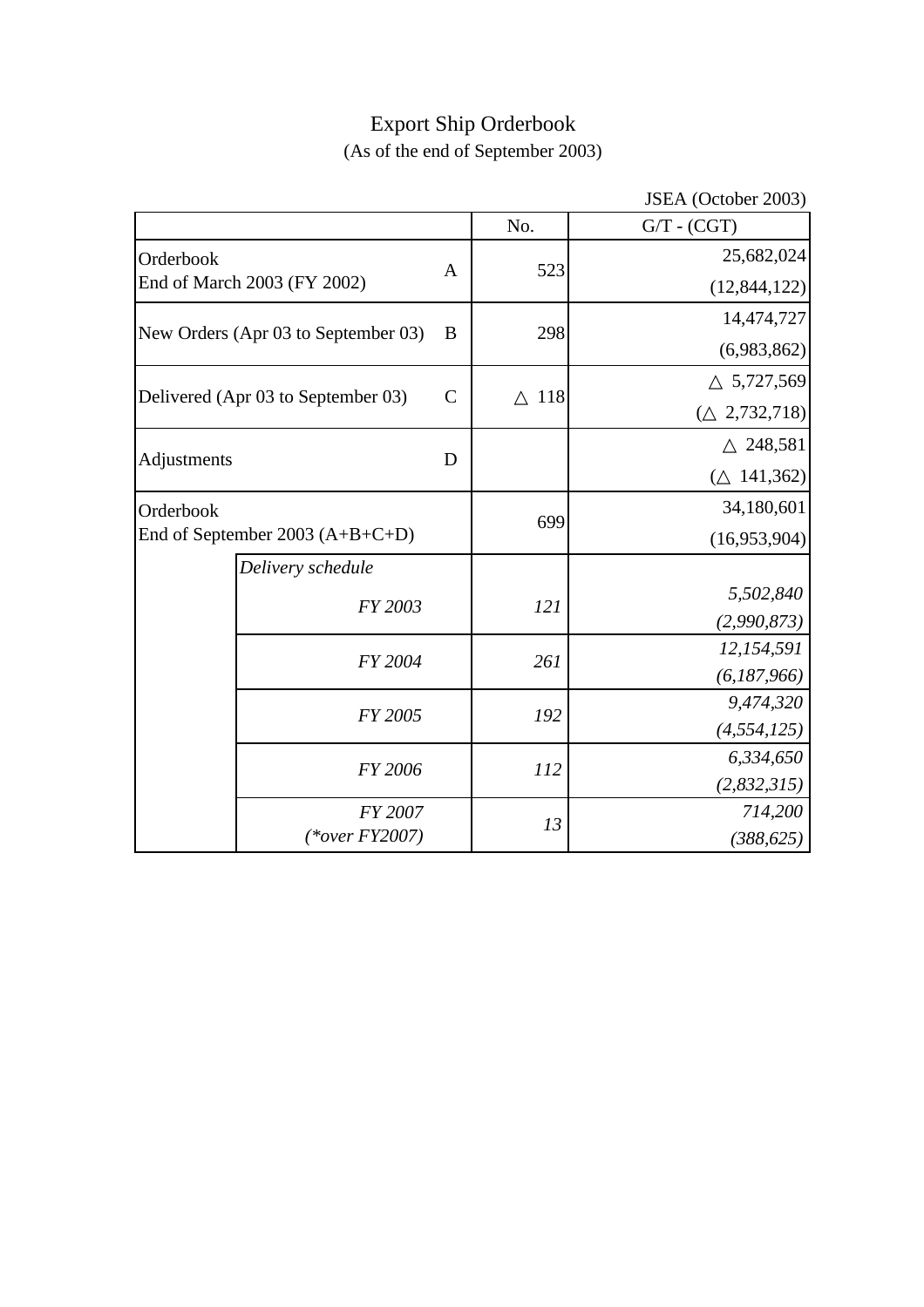# Export Ship Orderbook

(As of the end of September 2003)

JSEA (October 2003)

| | | | No. | G/T - (CGT) |
|---|---|---|---|---|
| Orderbook<br>End of March 2003 (FY 2002) | | A | 523 | 25,682,024<br>(12,844,122) |
| New Orders (Apr 03 to September 03) | | B | 298 | 14,474,727<br>(6,983,862) |
| Delivered (Apr 03 to September 03) | | C | △ 118 | △ 5,727,569<br>(△ 2,732,718) |
| Adjustments | | D | | △ 248,581<br>(△ 141,362) |
| Orderbook<br>End of September 2003 (A+B+C+D) | | | 699 | 34,180,601<br>(16,953,904) |
| | *Delivery schedule* | | | |
| | *FY 2003* | | *121* | *5,502,840*<br>*(2,990,873)* |
| | *FY 2004* | | *261* | *12,154,591*<br>*(6,187,966)* |
| | *FY 2005* | | *192* | *9,474,320*<br>*(4,554,125)* |
| | *FY 2006* | | *112* | *6,334,650*<br>*(2,832,315)* |
| | *FY 2007*<br>*(*over FY2007)* | | *13* | *714,200*<br>*(388,625)* |